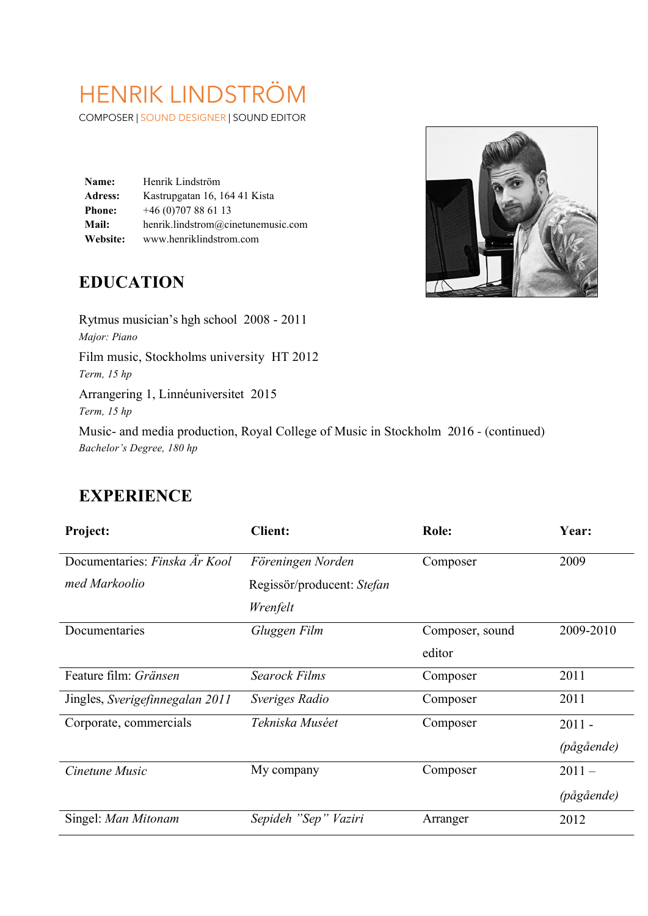# HENRIK LINDSTRÖM

COMPOSER | SOUND DESIGNER | SOUND EDITOR

| | |
|---|---|
| **Name:** | Henrik Lindström |
| **Adress:** | Kastrupgatan 16, 164 41 Kista |
| **Phone:** | +46 (0)707 88 61 13 |
| **Mail:** | henrik.lindstrom@cinetunemusic.com |
| **Website:** | www.henriklindstrom.com |

## EDUCATION

Rytmus musician's hgh school 2008 - 2011
*Major: Piano*

Film music, Stockholms university HT 2012
*Term, 15 hp*

Arrangering 1, Linnéuniversitet 2015
*Term, 15 hp*

Music- and media production, Royal College of Music in Stockholm 2016 - (continued)
*Bachelor's Degree, 180 hp*

## EXPERIENCE

| **Project:** | **Client:** | **Role:** | **Year:** |
|---|---|---|---|
| Documentaries: *Finska Är Kool med Markoolio* | *Föreningen Norden* Regissör/producent: *Stefan Wrenfelt* | Composer | 2009 |
| Documentaries | *Gluggen Film* | Composer, sound editor | 2009-2010 |
| Feature film: *Gränsen* | *Searock Films* | Composer | 2011 |
| Jingles, *Sverigefinnegalan 2011* | *Sveriges Radio* | Composer | 2011 |
| Corporate, commercials | *Tekniska Muséet* | Composer | 2011 - *(pågående)* |
| *Cinetune Music* | My company | Composer | 2011 – *(pågående)* |
| Singel: *Man Mitonam* | *Sepideh "Sep" Vaziri* | Arranger | 2012 |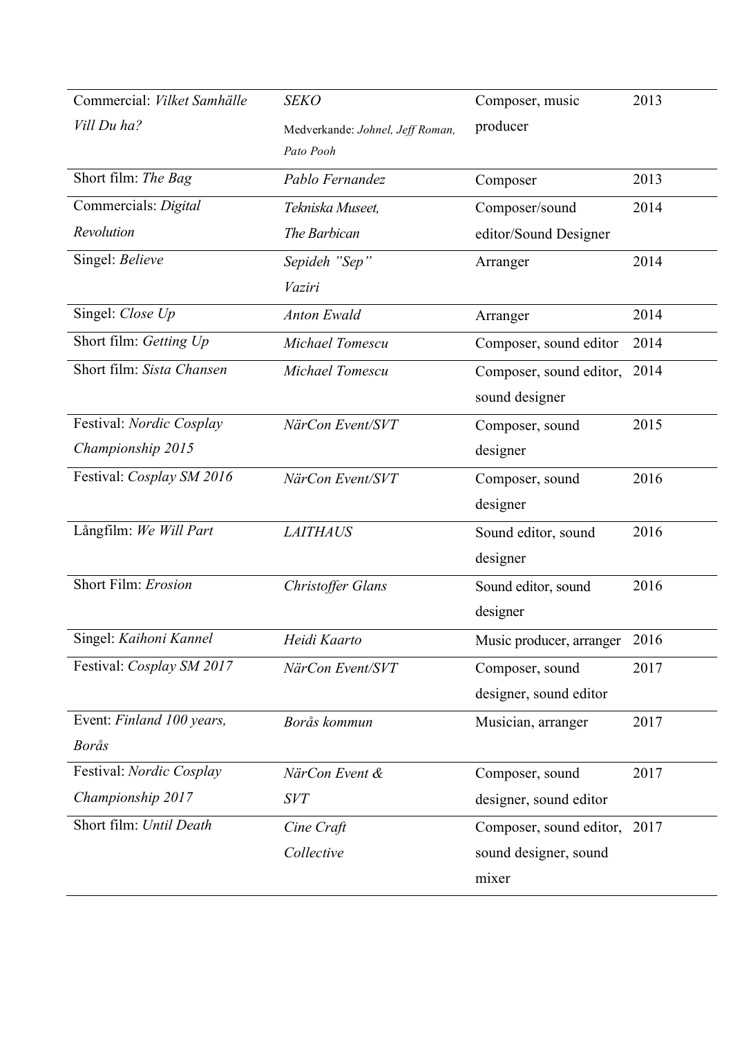| | | | |
|---|---|---|---|
| Commercial: *Vilket Samhälle Vill Du ha?* | *SEKO* Medverkande: *Johnel, Jeff Roman, Pato Pooh* | Composer, music producer | 2013 |
| Short film: *The Bag* | *Pablo Fernandez* | Composer | 2013 |
| Commercials: *Digital Revolution* | *Tekniska Museet, The Barbican* | Composer/sound editor/Sound Designer | 2014 |
| Singel: *Believe* | *Sepideh "Sep" Vaziri* | Arranger | 2014 |
| Singel: *Close Up* | *Anton Ewald* | Arranger | 2014 |
| Short film: *Getting Up* | *Michael Tomescu* | Composer, sound editor | 2014 |
| Short film: *Sista Chansen* | *Michael Tomescu* | Composer, sound editor, sound designer | 2014 |
| Festival: *Nordic Cosplay Championship 2015* | *NärCon Event/SVT* | Composer, sound designer | 2015 |
| Festival: *Cosplay SM 2016* | *NärCon Event/SVT* | Composer, sound designer | 2016 |
| Långfilm: *We Will Part* | *LAITHAUS* | Sound editor, sound designer | 2016 |
| Short Film: *Erosion* | *Christoffer Glans* | Sound editor, sound designer | 2016 |
| Singel: *Kaihoni Kannel* | *Heidi Kaarto* | Music producer, arranger | 2016 |
| Festival: *Cosplay SM 2017* | *NärCon Event/SVT* | Composer, sound designer, sound editor | 2017 |
| Event: *Finland 100 years, Borås* | *Borås kommun* | Musician, arranger | 2017 |
| Festival: *Nordic Cosplay Championship 2017* | *NärCon Event & SVT* | Composer, sound designer, sound editor | 2017 |
| Short film: *Until Death* | *Cine Craft Collective* | Composer, sound editor, sound designer, sound mixer | 2017 |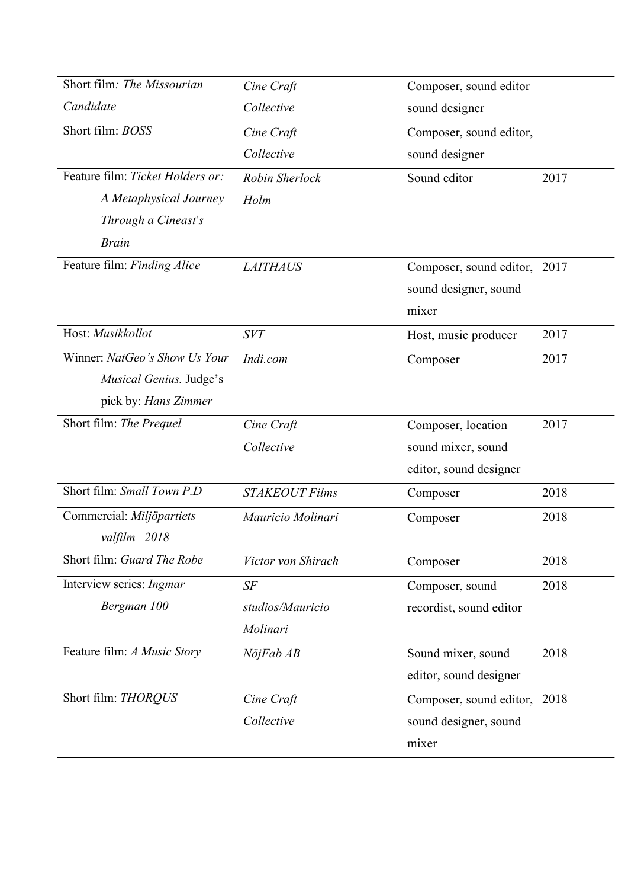| | | | |
|---|---|---|---|
| Short film: *The Missourian Candidate* | *Cine Craft Collective* | Composer, sound editor sound designer | |
| Short film: *BOSS* | *Cine Craft Collective* | Composer, sound editor, sound designer | |
| Feature film: *Ticket Holders or: A Metaphysical Journey Through a Cineast's Brain* | *Robin Sherlock Holm* | Sound editor | 2017 |
| Feature film: *Finding Alice* | *LAITHAUS* | Composer, sound editor, sound designer, sound mixer | 2017 |
| Host: *Musikkollot* | *SVT* | Host, music producer | 2017 |
| Winner: *NatGeo's Show Us Your Musical Genius.* Judge's pick by: *Hans Zimmer* | *Indi.com* | Composer | 2017 |
| Short film: *The Prequel* | *Cine Craft Collective* | Composer, location sound mixer, sound editor, sound designer | 2017 |
| Short film: *Small Town P.D* | *STAKEOUT Films* | Composer | 2018 |
| Commercial: *Miljöpartiets valfilm 2018* | *Mauricio Molinari* | Composer | 2018 |
| Short film: *Guard The Robe* | *Victor von Shirach* | Composer | 2018 |
| Interview series: *Ingmar Bergman 100* | *SF studios/Mauricio Molinari* | Composer, sound recordist, sound editor | 2018 |
| Feature film: *A Music Story* | *NöjFab AB* | Sound mixer, sound editor, sound designer | 2018 |
| Short film: *THORQUS* | *Cine Craft Collective* | Composer, sound editor, sound designer, sound mixer | 2018 |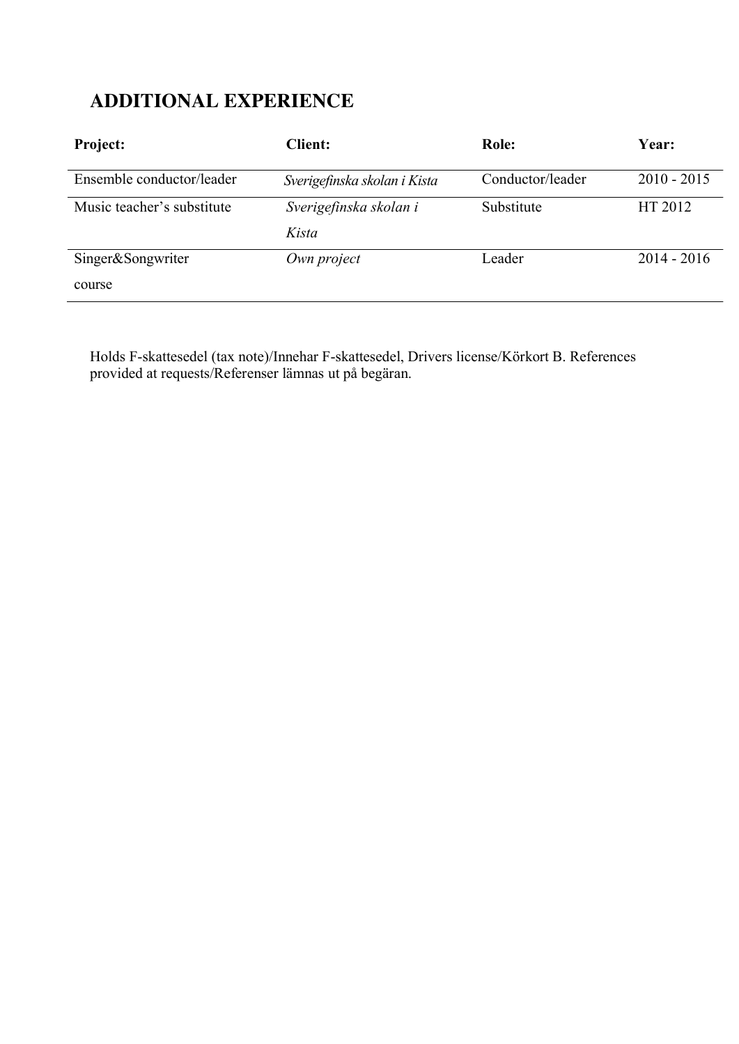## ADDITIONAL EXPERIENCE

| Project: | Client: | Role: | Year: |
|---|---|---|---|
| Ensemble conductor/leader | *Sverigefinska skolan i Kista* | Conductor/leader | 2010 - 2015 |
| Music teacher's substitute | *Sverigefinska skolan i Kista* | Substitute | HT 2012 |
| Singer&Songwriter course | *Own project* | Leader | 2014 - 2016 |

Holds F-skattesedel (tax note)/Innehar F-skattesedel, Drivers license/Körkort B. References provided at requests/Referenser lämnas ut på begäran.